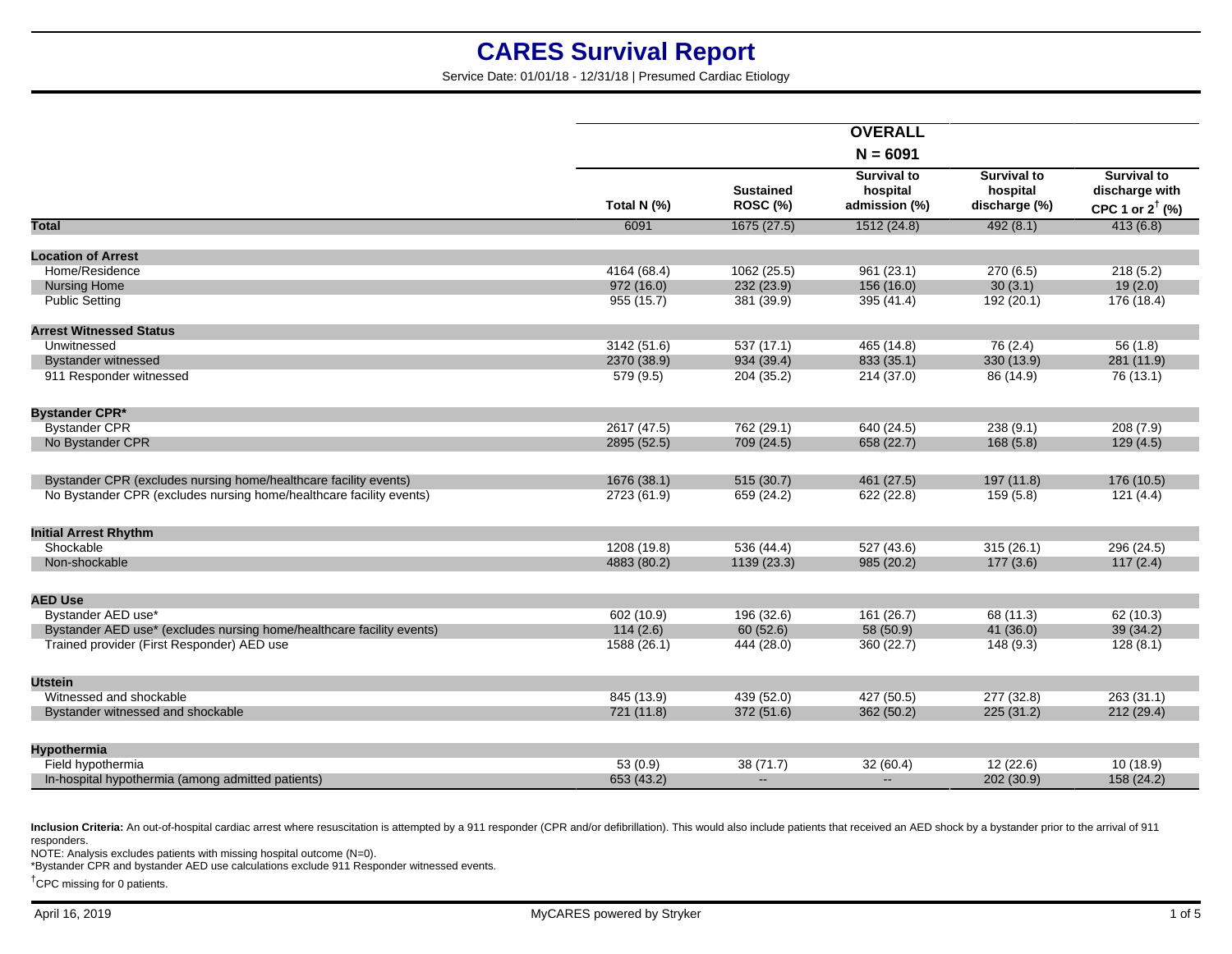# CARES Survival Report

Service Date: 01/01/18 - 12/31/18 | Presumed Cardiac Etiology

| | OVERALL N = 6091 | | | | |
|---|---|---|---|---|---|
| | Total N (%) | Sustained ROSC (%) | Survival to hospital admission (%) | Survival to hospital discharge (%) | Survival to discharge with CPC 1 or 2† (%) |
| **Total** | 6091 | 1675 (27.5) | 1512 (24.8) | 492 (8.1) | 413 (6.8) |
| **Location of Arrest** | | | | | |
| Home/Residence | 4164 (68.4) | 1062 (25.5) | 961 (23.1) | 270 (6.5) | 218 (5.2) |
| Nursing Home | 972 (16.0) | 232 (23.9) | 156 (16.0) | 30 (3.1) | 19 (2.0) |
| Public Setting | 955 (15.7) | 381 (39.9) | 395 (41.4) | 192 (20.1) | 176 (18.4) |
| **Arrest Witnessed Status** | | | | | |
| Unwitnessed | 3142 (51.6) | 537 (17.1) | 465 (14.8) | 76 (2.4) | 56 (1.8) |
| Bystander witnessed | 2370 (38.9) | 934 (39.4) | 833 (35.1) | 330 (13.9) | 281 (11.9) |
| 911 Responder witnessed | 579 (9.5) | 204 (35.2) | 214 (37.0) | 86 (14.9) | 76 (13.1) |
| **Bystander CPR*** | | | | | |
| Bystander CPR | 2617 (47.5) | 762 (29.1) | 640 (24.5) | 238 (9.1) | 208 (7.9) |
| No Bystander CPR | 2895 (52.5) | 709 (24.5) | 658 (22.7) | 168 (5.8) | 129 (4.5) |
| Bystander CPR (excludes nursing home/healthcare facility events) | 1676 (38.1) | 515 (30.7) | 461 (27.5) | 197 (11.8) | 176 (10.5) |
| No Bystander CPR (excludes nursing home/healthcare facility events) | 2723 (61.9) | 659 (24.2) | 622 (22.8) | 159 (5.8) | 121 (4.4) |
| **Initial Arrest Rhythm** | | | | | |
| Shockable | 1208 (19.8) | 536 (44.4) | 527 (43.6) | 315 (26.1) | 296 (24.5) |
| Non-shockable | 4883 (80.2) | 1139 (23.3) | 985 (20.2) | 177 (3.6) | 117 (2.4) |
| **AED Use** | | | | | |
| Bystander AED use* | 602 (10.9) | 196 (32.6) | 161 (26.7) | 68 (11.3) | 62 (10.3) |
| Bystander AED use* (excludes nursing home/healthcare facility events) | 114 (2.6) | 60 (52.6) | 58 (50.9) | 41 (36.0) | 39 (34.2) |
| Trained provider (First Responder) AED use | 1588 (26.1) | 444 (28.0) | 360 (22.7) | 148 (9.3) | 128 (8.1) |
| **Utstein** | | | | | |
| Witnessed and shockable | 845 (13.9) | 439 (52.0) | 427 (50.5) | 277 (32.8) | 263 (31.1) |
| Bystander witnessed and shockable | 721 (11.8) | 372 (51.6) | 362 (50.2) | 225 (31.2) | 212 (29.4) |
| **Hypothermia** | | | | | |
| Field hypothermia | 53 (0.9) | 38 (71.7) | 32 (60.4) | 12 (22.6) | 10 (18.9) |
| In-hospital hypothermia (among admitted patients) | 653 (43.2) | -- | -- | 202 (30.9) | 158 (24.2) |

**Inclusion Criteria:** An out-of-hospital cardiac arrest where resuscitation is attempted by a 911 responder (CPR and/or defibrillation). This would also include patients that received an AED shock by a bystander prior to the arrival of 911 responders.

NOTE: Analysis excludes patients with missing hospital outcome (N=0).

*Bystander CPR and bystander AED use calculations exclude 911 Responder witnessed events.

†CPC missing for 0 patients.

April 16, 2019

MyCARES powered by Stryker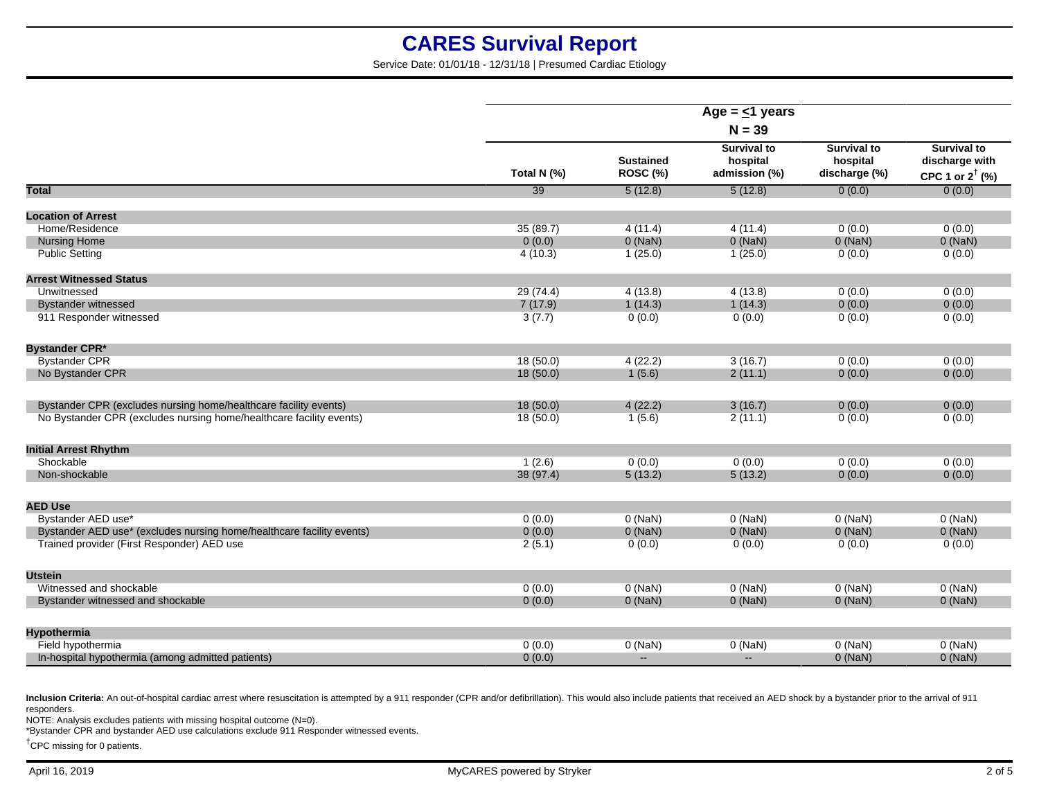# CARES Survival Report

Service Date: 01/01/18 - 12/31/18 | Presumed Cardiac Etiology

| | Age = ≤1 years | | | | |
|---|---|---|---|---|---|
| | N = 39 | | | | |
| | Total N (%) | Sustained ROSC (%) | Survival to hospital admission (%) | Survival to hospital discharge (%) | Survival to discharge with CPC 1 or 2† (%) |
| **Total** | 39 | 5 (12.8) | 5 (12.8) | 0 (0.0) | 0 (0.0) |
| **Location of Arrest** | | | | | |
| Home/Residence | 35 (89.7) | 4 (11.4) | 4 (11.4) | 0 (0.0) | 0 (0.0) |
| Nursing Home | 0 (0.0) | 0 (NaN) | 0 (NaN) | 0 (NaN) | 0 (NaN) |
| Public Setting | 4 (10.3) | 1 (25.0) | 1 (25.0) | 0 (0.0) | 0 (0.0) |
| **Arrest Witnessed Status** | | | | | |
| Unwitnessed | 29 (74.4) | 4 (13.8) | 4 (13.8) | 0 (0.0) | 0 (0.0) |
| Bystander witnessed | 7 (17.9) | 1 (14.3) | 1 (14.3) | 0 (0.0) | 0 (0.0) |
| 911 Responder witnessed | 3 (7.7) | 0 (0.0) | 0 (0.0) | 0 (0.0) | 0 (0.0) |
| **Bystander CPR*** | | | | | |
| Bystander CPR | 18 (50.0) | 4 (22.2) | 3 (16.7) | 0 (0.0) | 0 (0.0) |
| No Bystander CPR | 18 (50.0) | 1 (5.6) | 2 (11.1) | 0 (0.0) | 0 (0.0) |
| Bystander CPR (excludes nursing home/healthcare facility events) | 18 (50.0) | 4 (22.2) | 3 (16.7) | 0 (0.0) | 0 (0.0) |
| No Bystander CPR (excludes nursing home/healthcare facility events) | 18 (50.0) | 1 (5.6) | 2 (11.1) | 0 (0.0) | 0 (0.0) |
| **Initial Arrest Rhythm** | | | | | |
| Shockable | 1 (2.6) | 0 (0.0) | 0 (0.0) | 0 (0.0) | 0 (0.0) |
| Non-shockable | 38 (97.4) | 5 (13.2) | 5 (13.2) | 0 (0.0) | 0 (0.0) |
| **AED Use** | | | | | |
| Bystander AED use* | 0 (0.0) | 0 (NaN) | 0 (NaN) | 0 (NaN) | 0 (NaN) |
| Bystander AED use* (excludes nursing home/healthcare facility events) | 0 (0.0) | 0 (NaN) | 0 (NaN) | 0 (NaN) | 0 (NaN) |
| Trained provider (First Responder) AED use | 2 (5.1) | 0 (0.0) | 0 (0.0) | 0 (0.0) | 0 (0.0) |
| **Utstein** | | | | | |
| Witnessed and shockable | 0 (0.0) | 0 (NaN) | 0 (NaN) | 0 (NaN) | 0 (NaN) |
| Bystander witnessed and shockable | 0 (0.0) | 0 (NaN) | 0 (NaN) | 0 (NaN) | 0 (NaN) |
| **Hypothermia** | | | | | |
| Field hypothermia | 0 (0.0) | 0 (NaN) | 0 (NaN) | 0 (NaN) | 0 (NaN) |
| In-hospital hypothermia (among admitted patients) | 0 (0.0) | -- | -- | 0 (NaN) | 0 (NaN) |

**Inclusion Criteria:** An out-of-hospital cardiac arrest where resuscitation is attempted by a 911 responder (CPR and/or defibrillation). This would also include patients that received an AED shock by a bystander prior to the arrival of 911 responders.

NOTE: Analysis excludes patients with missing hospital outcome (N=0).

*Bystander CPR and bystander AED use calculations exclude 911 Responder witnessed events.

†CPC missing for 0 patients.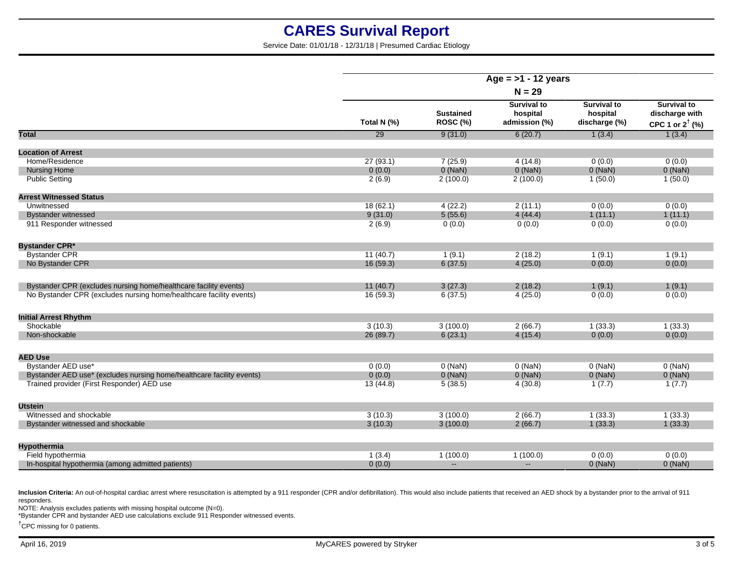# CARES Survival Report

Service Date: 01/01/18 - 12/31/18 | Presumed Cardiac Etiology

| | Age = >1 - 12 years | | | | |
|---|---|---|---|---|---|
| | N = 29 | | | | |
| | Total N (%) | Sustained ROSC (%) | Survival to hospital admission (%) | Survival to hospital discharge (%) | Survival to discharge with CPC 1 or 2[†] (%) |
| **Total** | 29 | 9 (31.0) | 6 (20.7) | 1 (3.4) | 1 (3.4) |
| **Location of Arrest** | | | | | |
| Home/Residence | 27 (93.1) | 7 (25.9) | 4 (14.8) | 0 (0.0) | 0 (0.0) |
| Nursing Home | 0 (0.0) | 0 (NaN) | 0 (NaN) | 0 (NaN) | 0 (NaN) |
| Public Setting | 2 (6.9) | 2 (100.0) | 2 (100.0) | 1 (50.0) | 1 (50.0) |
| **Arrest Witnessed Status** | | | | | |
| Unwitnessed | 18 (62.1) | 4 (22.2) | 2 (11.1) | 0 (0.0) | 0 (0.0) |
| Bystander witnessed | 9 (31.0) | 5 (55.6) | 4 (44.4) | 1 (11.1) | 1 (11.1) |
| 911 Responder witnessed | 2 (6.9) | 0 (0.0) | 0 (0.0) | 0 (0.0) | 0 (0.0) |
| **Bystander CPR*** | | | | | |
| Bystander CPR | 11 (40.7) | 1 (9.1) | 2 (18.2) | 1 (9.1) | 1 (9.1) |
| No Bystander CPR | 16 (59.3) | 6 (37.5) | 4 (25.0) | 0 (0.0) | 0 (0.0) |
| Bystander CPR (excludes nursing home/healthcare facility events) | 11 (40.7) | 3 (27.3) | 2 (18.2) | 1 (9.1) | 1 (9.1) |
| No Bystander CPR (excludes nursing home/healthcare facility events) | 16 (59.3) | 6 (37.5) | 4 (25.0) | 0 (0.0) | 0 (0.0) |
| **Initial Arrest Rhythm** | | | | | |
| Shockable | 3 (10.3) | 3 (100.0) | 2 (66.7) | 1 (33.3) | 1 (33.3) |
| Non-shockable | 26 (89.7) | 6 (23.1) | 4 (15.4) | 0 (0.0) | 0 (0.0) |
| **AED Use** | | | | | |
| Bystander AED use* | 0 (0.0) | 0 (NaN) | 0 (NaN) | 0 (NaN) | 0 (NaN) |
| Bystander AED use* (excludes nursing home/healthcare facility events) | 0 (0.0) | 0 (NaN) | 0 (NaN) | 0 (NaN) | 0 (NaN) |
| Trained provider (First Responder) AED use | 13 (44.8) | 5 (38.5) | 4 (30.8) | 1 (7.7) | 1 (7.7) |
| **Utstein** | | | | | |
| Witnessed and shockable | 3 (10.3) | 3 (100.0) | 2 (66.7) | 1 (33.3) | 1 (33.3) |
| Bystander witnessed and shockable | 3 (10.3) | 3 (100.0) | 2 (66.7) | 1 (33.3) | 1 (33.3) |
| **Hypothermia** | | | | | |
| Field hypothermia | 1 (3.4) | 1 (100.0) | 1 (100.0) | 0 (0.0) | 0 (0.0) |
| In-hospital hypothermia (among admitted patients) | 0 (0.0) | -- | -- | 0 (NaN) | 0 (NaN) |

**Inclusion Criteria:** An out-of-hospital cardiac arrest where resuscitation is attempted by a 911 responder (CPR and/or defibrillation). This would also include patients that received an AED shock by a bystander prior to the arrival of 911 responders.

NOTE: Analysis excludes patients with missing hospital outcome (N=0).

*Bystander CPR and bystander AED use calculations exclude 911 Responder witnessed events.

[†]CPC missing for 0 patients.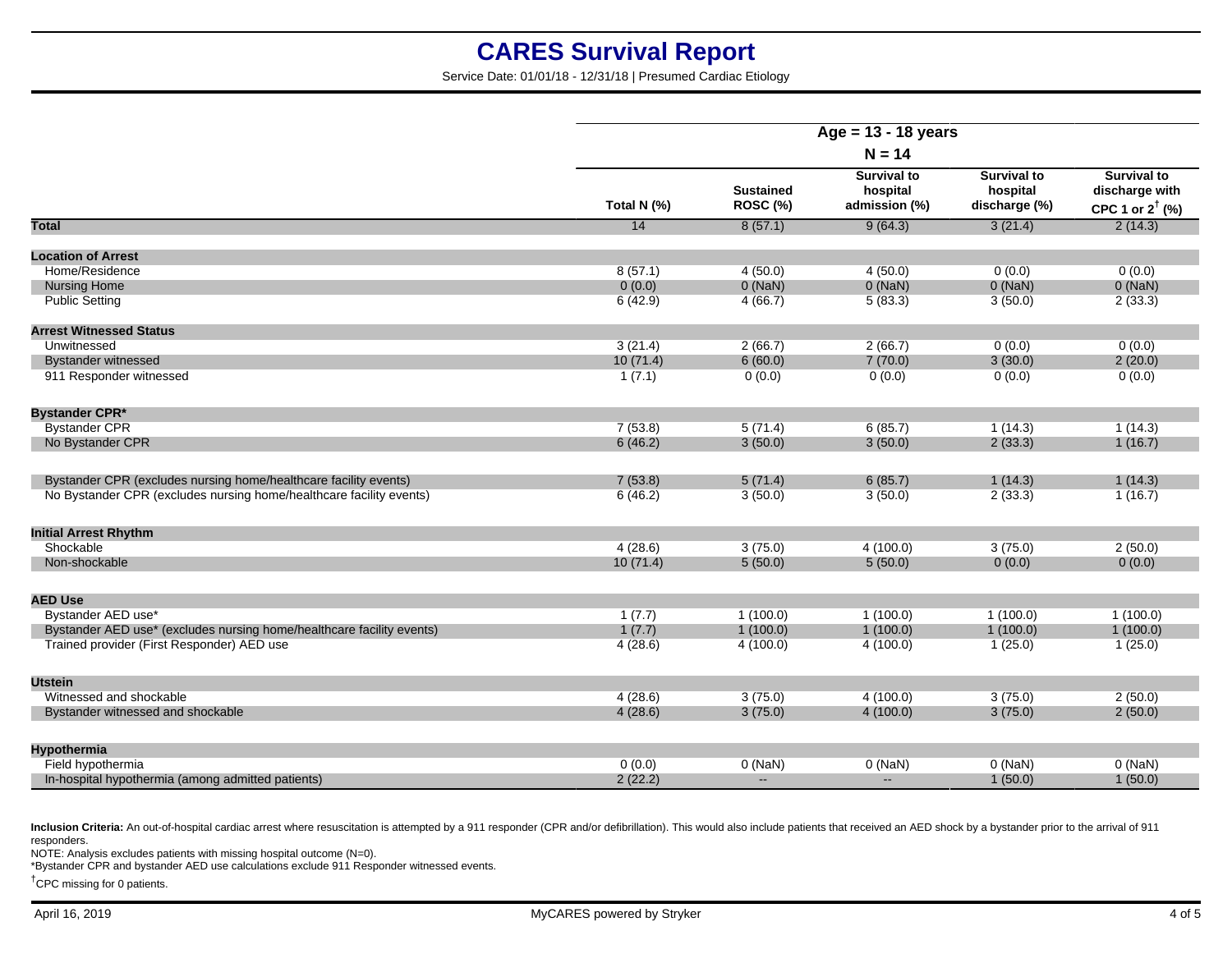# CARES Survival Report

Service Date: 01/01/18 - 12/31/18 | Presumed Cardiac Etiology

| | Age = 13 - 18 years N = 14 | | | | |
|---|---|---|---|---|---|
| | Total N (%) | Sustained ROSC (%) | Survival to hospital admission (%) | Survival to hospital discharge (%) | Survival to discharge with CPC 1 or 2† (%) |
| **Total** | 14 | 8 (57.1) | 9 (64.3) | 3 (21.4) | 2 (14.3) |
| **Location of Arrest** | | | | | |
| Home/Residence | 8 (57.1) | 4 (50.0) | 4 (50.0) | 0 (0.0) | 0 (0.0) |
| Nursing Home | 0 (0.0) | 0 (NaN) | 0 (NaN) | 0 (NaN) | 0 (NaN) |
| Public Setting | 6 (42.9) | 4 (66.7) | 5 (83.3) | 3 (50.0) | 2 (33.3) |
| **Arrest Witnessed Status** | | | | | |
| Unwitnessed | 3 (21.4) | 2 (66.7) | 2 (66.7) | 0 (0.0) | 0 (0.0) |
| Bystander witnessed | 10 (71.4) | 6 (60.0) | 7 (70.0) | 3 (30.0) | 2 (20.0) |
| 911 Responder witnessed | 1 (7.1) | 0 (0.0) | 0 (0.0) | 0 (0.0) | 0 (0.0) |
| **Bystander CPR*** | | | | | |
| Bystander CPR | 7 (53.8) | 5 (71.4) | 6 (85.7) | 1 (14.3) | 1 (14.3) |
| No Bystander CPR | 6 (46.2) | 3 (50.0) | 3 (50.0) | 2 (33.3) | 1 (16.7) |
| Bystander CPR (excludes nursing home/healthcare facility events) | 7 (53.8) | 5 (71.4) | 6 (85.7) | 1 (14.3) | 1 (14.3) |
| No Bystander CPR (excludes nursing home/healthcare facility events) | 6 (46.2) | 3 (50.0) | 3 (50.0) | 2 (33.3) | 1 (16.7) |
| **Initial Arrest Rhythm** | | | | | |
| Shockable | 4 (28.6) | 3 (75.0) | 4 (100.0) | 3 (75.0) | 2 (50.0) |
| Non-shockable | 10 (71.4) | 5 (50.0) | 5 (50.0) | 0 (0.0) | 0 (0.0) |
| **AED Use** | | | | | |
| Bystander AED use* | 1 (7.7) | 1 (100.0) | 1 (100.0) | 1 (100.0) | 1 (100.0) |
| Bystander AED use* (excludes nursing home/healthcare facility events) | 1 (7.7) | 1 (100.0) | 1 (100.0) | 1 (100.0) | 1 (100.0) |
| Trained provider (First Responder) AED use | 4 (28.6) | 4 (100.0) | 4 (100.0) | 1 (25.0) | 1 (25.0) |
| **Utstein** | | | | | |
| Witnessed and shockable | 4 (28.6) | 3 (75.0) | 4 (100.0) | 3 (75.0) | 2 (50.0) |
| Bystander witnessed and shockable | 4 (28.6) | 3 (75.0) | 4 (100.0) | 3 (75.0) | 2 (50.0) |
| **Hypothermia** | | | | | |
| Field hypothermia | 0 (0.0) | 0 (NaN) | 0 (NaN) | 0 (NaN) | 0 (NaN) |
| In-hospital hypothermia (among admitted patients) | 2 (22.2) | -- | -- | 1 (50.0) | 1 (50.0) |

**Inclusion Criteria:** An out-of-hospital cardiac arrest where resuscitation is attempted by a 911 responder (CPR and/or defibrillation). This would also include patients that received an AED shock by a bystander prior to the arrival of 911 responders.

NOTE: Analysis excludes patients with missing hospital outcome (N=0).

*Bystander CPR and bystander AED use calculations exclude 911 Responder witnessed events.

†CPC missing for 0 patients.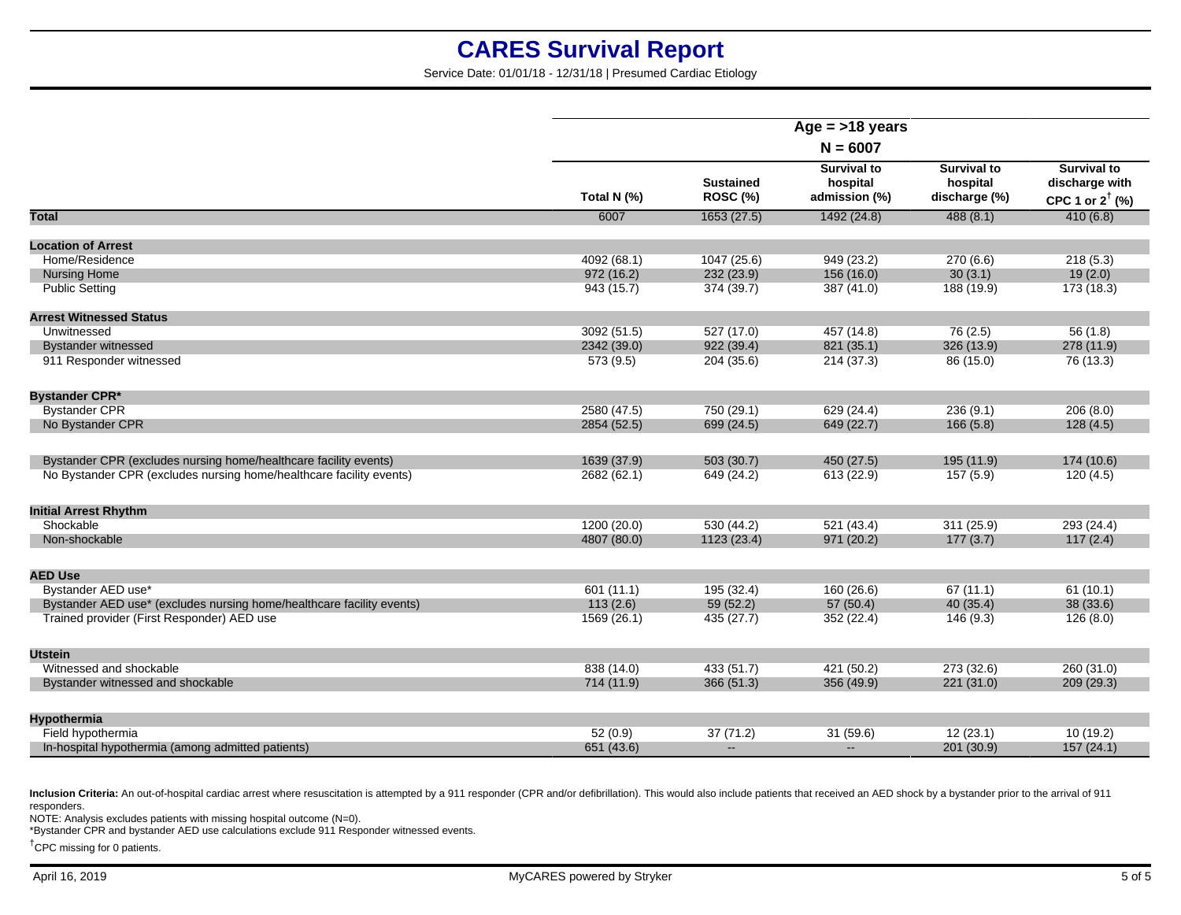# CARES Survival Report

Service Date: 01/01/18 - 12/31/18 | Presumed Cardiac Etiology

| | Age = >18 years | | | | |
|---|---|---|---|---|---|
| | N = 6007 | | | | |
| | Total N (%) | Sustained ROSC (%) | Survival to hospital admission (%) | Survival to hospital discharge (%) | Survival to discharge with CPC 1 or 2† (%) |
| **Total** | 6007 | 1653 (27.5) | 1492 (24.8) | 488 (8.1) | 410 (6.8) |
| **Location of Arrest** | | | | | |
| Home/Residence | 4092 (68.1) | 1047 (25.6) | 949 (23.2) | 270 (6.6) | 218 (5.3) |
| Nursing Home | 972 (16.2) | 232 (23.9) | 156 (16.0) | 30 (3.1) | 19 (2.0) |
| Public Setting | 943 (15.7) | 374 (39.7) | 387 (41.0) | 188 (19.9) | 173 (18.3) |
| **Arrest Witnessed Status** | | | | | |
| Unwitnessed | 3092 (51.5) | 527 (17.0) | 457 (14.8) | 76 (2.5) | 56 (1.8) |
| Bystander witnessed | 2342 (39.0) | 922 (39.4) | 821 (35.1) | 326 (13.9) | 278 (11.9) |
| 911 Responder witnessed | 573 (9.5) | 204 (35.6) | 214 (37.3) | 86 (15.0) | 76 (13.3) |
| **Bystander CPR*** | | | | | |
| Bystander CPR | 2580 (47.5) | 750 (29.1) | 629 (24.4) | 236 (9.1) | 206 (8.0) |
| No Bystander CPR | 2854 (52.5) | 699 (24.5) | 649 (22.7) | 166 (5.8) | 128 (4.5) |
| Bystander CPR (excludes nursing home/healthcare facility events) | 1639 (37.9) | 503 (30.7) | 450 (27.5) | 195 (11.9) | 174 (10.6) |
| No Bystander CPR (excludes nursing home/healthcare facility events) | 2682 (62.1) | 649 (24.2) | 613 (22.9) | 157 (5.9) | 120 (4.5) |
| **Initial Arrest Rhythm** | | | | | |
| Shockable | 1200 (20.0) | 530 (44.2) | 521 (43.4) | 311 (25.9) | 293 (24.4) |
| Non-shockable | 4807 (80.0) | 1123 (23.4) | 971 (20.2) | 177 (3.7) | 117 (2.4) |
| **AED Use** | | | | | |
| Bystander AED use* | 601 (11.1) | 195 (32.4) | 160 (26.6) | 67 (11.1) | 61 (10.1) |
| Bystander AED use* (excludes nursing home/healthcare facility events) | 113 (2.6) | 59 (52.2) | 57 (50.4) | 40 (35.4) | 38 (33.6) |
| Trained provider (First Responder) AED use | 1569 (26.1) | 435 (27.7) | 352 (22.4) | 146 (9.3) | 126 (8.0) |
| **Utstein** | | | | | |
| Witnessed and shockable | 838 (14.0) | 433 (51.7) | 421 (50.2) | 273 (32.6) | 260 (31.0) |
| Bystander witnessed and shockable | 714 (11.9) | 366 (51.3) | 356 (49.9) | 221 (31.0) | 209 (29.3) |
| **Hypothermia** | | | | | |
| Field hypothermia | 52 (0.9) | 37 (71.2) | 31 (59.6) | 12 (23.1) | 10 (19.2) |
| In-hospital hypothermia (among admitted patients) | 651 (43.6) | -- | -- | 201 (30.9) | 157 (24.1) |

**Inclusion Criteria:** An out-of-hospital cardiac arrest where resuscitation is attempted by a 911 responder (CPR and/or defibrillation). This would also include patients that received an AED shock by a bystander prior to the arrival of 911 responders.

NOTE: Analysis excludes patients with missing hospital outcome (N=0).

*Bystander CPR and bystander AED use calculations exclude 911 Responder witnessed events.

†CPC missing for 0 patients.

April 16, 2019 — MyCARES powered by Stryker